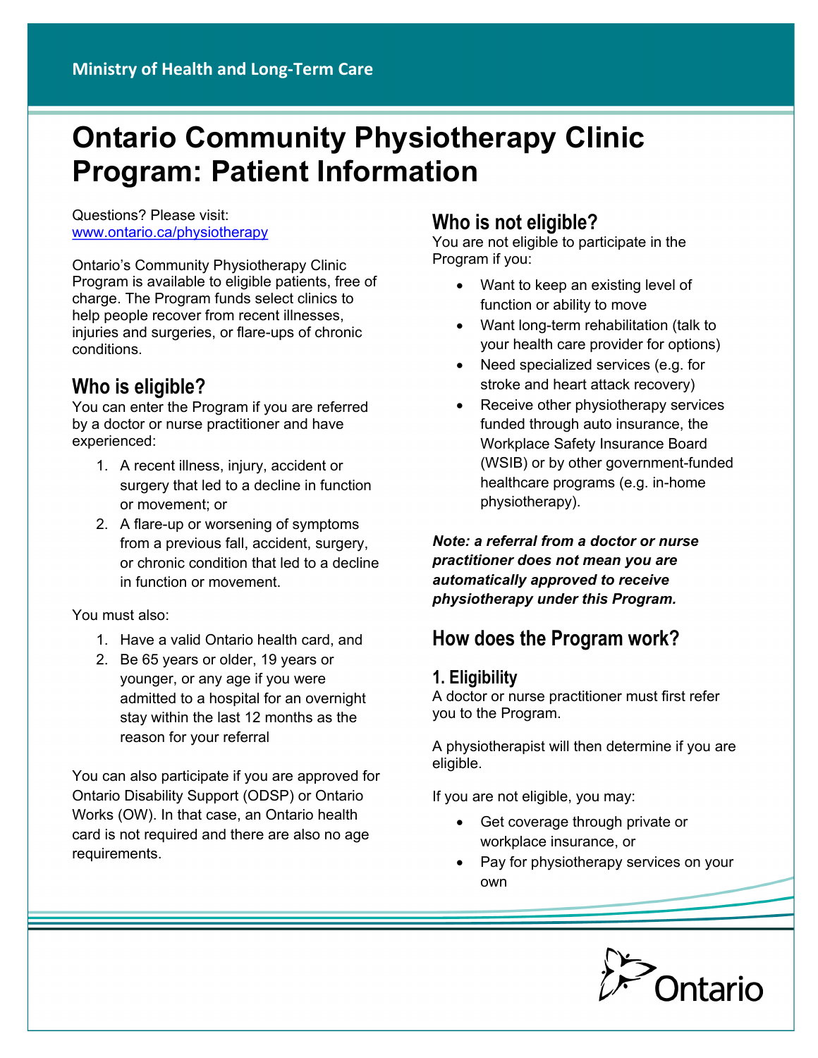Ministry of Health and Long-Term Care

# Ontario Community Physiotherapy Clinic Program: Patient Information

Questions? Please visit: [www.ontario.ca/physiotherapy](www.ontario.ca/physiotherapy)

Ontario's Community Physiotherapy Clinic Program is available to eligible patients, free of charge. The Program funds select clinics to help people recover from recent illnesses, injuries and surgeries, or flare-ups of chronic conditions.

## Who is eligible?

You can enter the Program if you are referred by a doctor or nurse practitioner and have experienced:

1. A recent illness, injury, accident or surgery that led to a decline in function or movement; or
2. A flare-up or worsening of symptoms from a previous fall, accident, surgery, or chronic condition that led to a decline in function or movement.

You must also:

1. Have a valid Ontario health card, and
2. Be 65 years or older, 19 years or younger, or any age if you were admitted to a hospital for an overnight stay within the last 12 months as the reason for your referral

You can also participate if you are approved for Ontario Disability Support (ODSP) or Ontario Works (OW). In that case, an Ontario health card is not required and there are also no age requirements.

## Who is not eligible?

You are not eligible to participate in the Program if you:

- Want to keep an existing level of function or ability to move
- Want long-term rehabilitation (talk to your health care provider for options)
- Need specialized services (e.g. for stroke and heart attack recovery)
- Receive other physiotherapy services funded through auto insurance, the Workplace Safety Insurance Board (WSIB) or by other government-funded healthcare programs (e.g. in-home physiotherapy).

***Note: a referral from a doctor or nurse practitioner does not mean you are automatically approved to receive physiotherapy under this Program.***

## How does the Program work?

### 1. Eligibility

A doctor or nurse practitioner must first refer you to the Program.

A physiotherapist will then determine if you are eligible.

If you are not eligible, you may:

- Get coverage through private or workplace insurance, or
- Pay for physiotherapy services on your own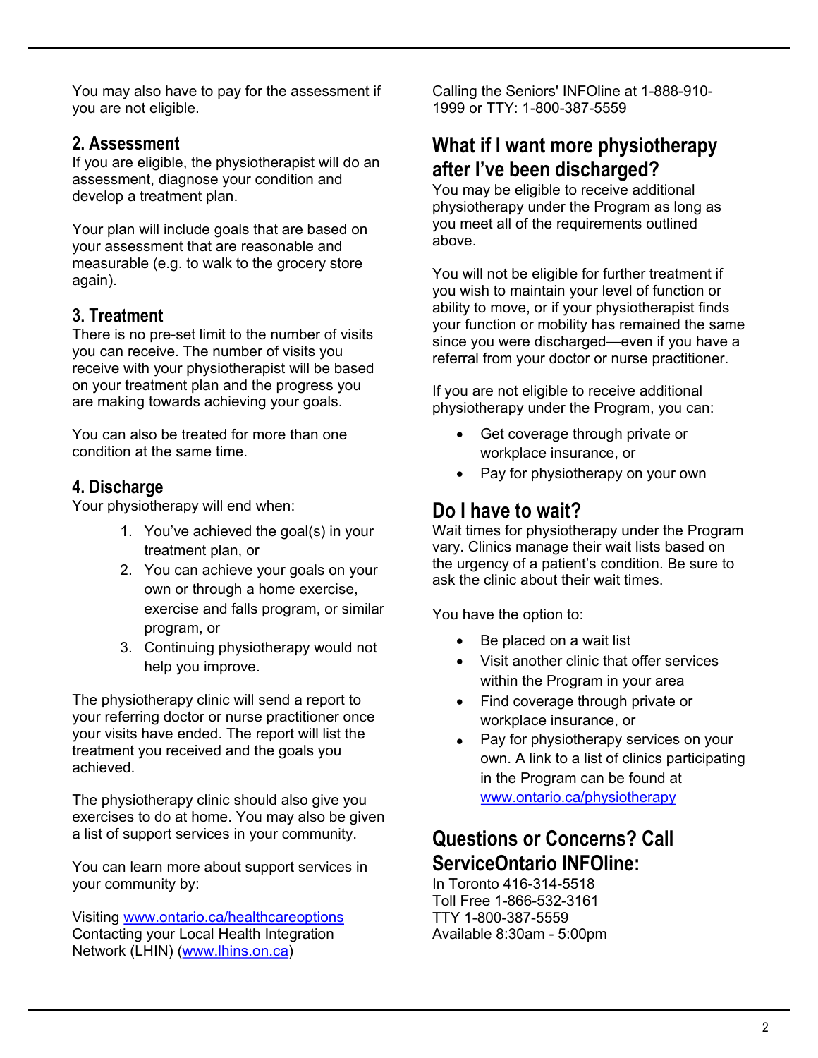You may also have to pay for the assessment if you are not eligible.

### 2. Assessment

If you are eligible, the physiotherapist will do an assessment, diagnose your condition and develop a treatment plan.

Your plan will include goals that are based on your assessment that are reasonable and measurable (e.g. to walk to the grocery store again).

### 3. Treatment

There is no pre-set limit to the number of visits you can receive. The number of visits you receive with your physiotherapist will be based on your treatment plan and the progress you are making towards achieving your goals.

You can also be treated for more than one condition at the same time.

### 4. Discharge

Your physiotherapy will end when:

1. You've achieved the goal(s) in your treatment plan, or
2. You can achieve your goals on your own or through a home exercise, exercise and falls program, or similar program, or
3. Continuing physiotherapy would not help you improve.

The physiotherapy clinic will send a report to your referring doctor or nurse practitioner once your visits have ended. The report will list the treatment you received and the goals you achieved.

The physiotherapy clinic should also give you exercises to do at home. You may also be given a list of support services in your community.

You can learn more about support services in your community by:

Visiting www.ontario.ca/healthcareoptions
Contacting your Local Health Integration Network (LHIN) (www.lhins.on.ca)
Calling the Seniors' INFOline at 1-888-910-1999 or TTY: 1-800-387-5559

## What if I want more physiotherapy after I've been discharged?

You may be eligible to receive additional physiotherapy under the Program as long as you meet all of the requirements outlined above.

You will not be eligible for further treatment if you wish to maintain your level of function or ability to move, or if your physiotherapist finds your function or mobility has remained the same since you were discharged—even if you have a referral from your doctor or nurse practitioner.

If you are not eligible to receive additional physiotherapy under the Program, you can:

- Get coverage through private or workplace insurance, or
- Pay for physiotherapy on your own

## Do I have to wait?

Wait times for physiotherapy under the Program vary. Clinics manage their wait lists based on the urgency of a patient's condition. Be sure to ask the clinic about their wait times.

You have the option to:

- Be placed on a wait list
- Visit another clinic that offer services within the Program in your area
- Find coverage through private or workplace insurance, or
- Pay for physiotherapy services on your own. A link to a list of clinics participating in the Program can be found at www.ontario.ca/physiotherapy

## Questions or Concerns? Call ServiceOntario INFOline:

In Toronto 416-314-5518
Toll Free 1-866-532-3161
TTY 1-800-387-5559
Available 8:30am - 5:00pm